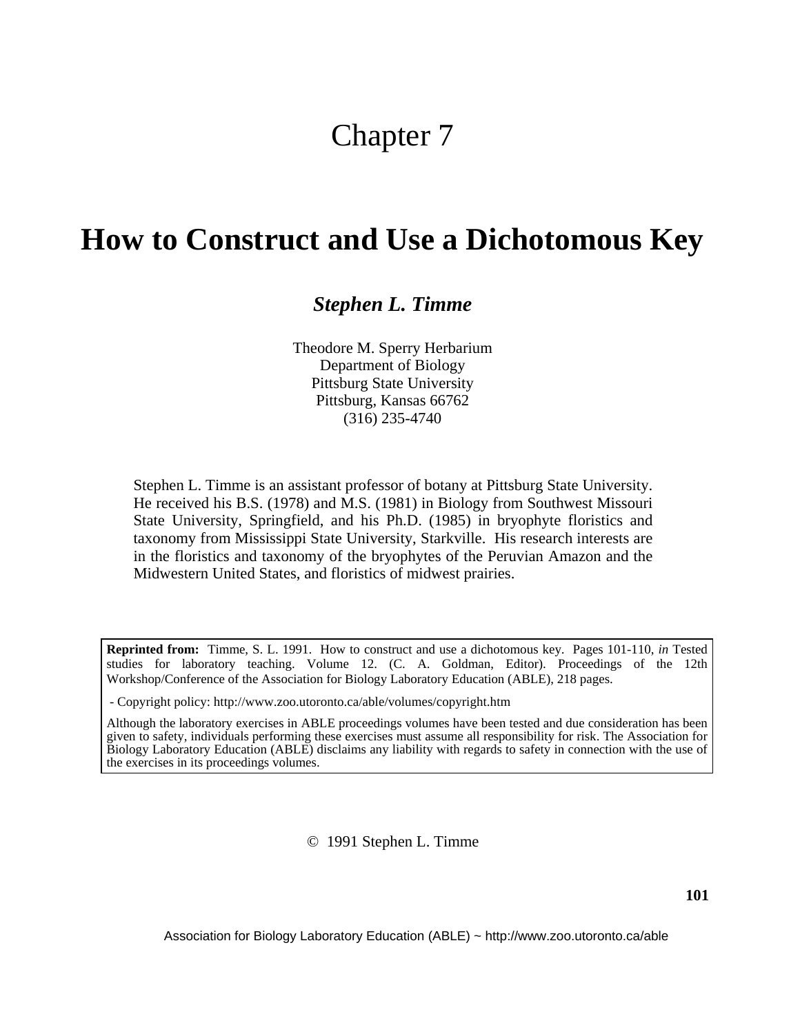# Chapter 7

# How to Construct and Use a Dichotomous Key

***Stephen L. Timme***

Theodore M. Sperry Herbarium
Department of Biology
Pittsburg State University
Pittsburg, Kansas 66762
(316) 235-4740

Stephen L. Timme is an assistant professor of botany at Pittsburg State University. He received his B.S. (1978) and M.S. (1981) in Biology from Southwest Missouri State University, Springfield, and his Ph.D. (1985) in bryophyte floristics and taxonomy from Mississippi State University, Starkville. His research interests are in the floristics and taxonomy of the bryophytes of the Peruvian Amazon and the Midwestern United States, and floristics of midwest prairies.

**Reprinted from:** Timme, S. L. 1991. How to construct and use a dichotomous key. Pages 101-110, *in* Tested studies for laboratory teaching. Volume 12. (C. A. Goldman, Editor). Proceedings of the 12th Workshop/Conference of the Association for Biology Laboratory Education (ABLE), 218 pages.

- Copyright policy: http://www.zoo.utoronto.ca/able/volumes/copyright.htm

Although the laboratory exercises in ABLE proceedings volumes have been tested and due consideration has been given to safety, individuals performing these exercises must assume all responsibility for risk. The Association for Biology Laboratory Education (ABLE) disclaims any liability with regards to safety in connection with the use of the exercises in its proceedings volumes.

© 1991 Stephen L. Timme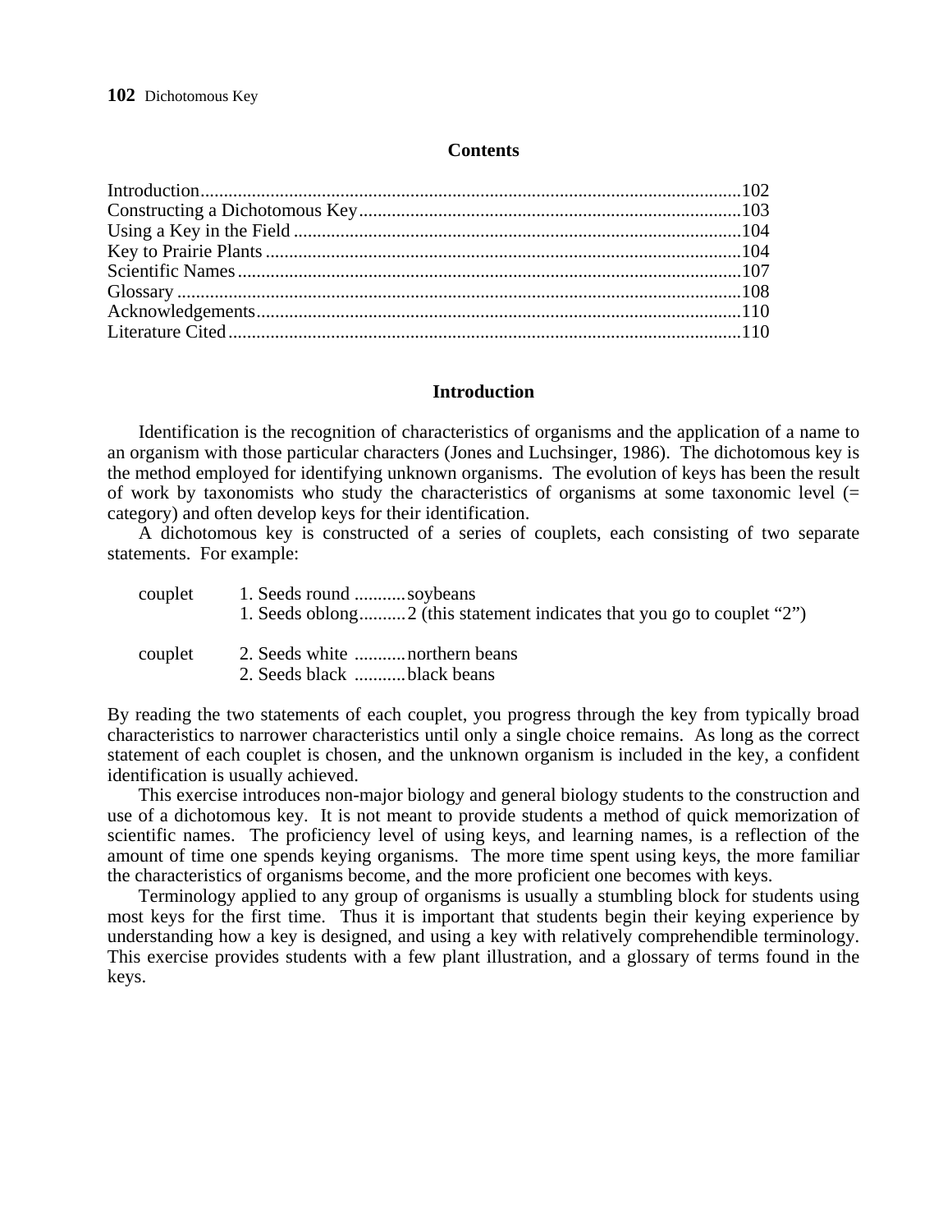## Contents

Introduction....................................................................................................................102
Constructing a Dichotomous Key..................................................................................103
Using a Key in the Field ................................................................................................104
Key to Prairie Plants .....................................................................................................104
Scientific Names............................................................................................................107
Glossary .........................................................................................................................108
Acknowledgements........................................................................................................110
Literature Cited..............................................................................................................110

## Introduction

Identification is the recognition of characteristics of organisms and the application of a name to an organism with those particular characters (Jones and Luchsinger, 1986). The dichotomous key is the method employed for identifying unknown organisms. The evolution of keys has been the result of work by taxonomists who study the characteristics of organisms at some taxonomic level (= category) and often develop keys for their identification.

A dichotomous key is constructed of a series of couplets, each consisting of two separate statements. For example:

```
couplet     1. Seeds round ...........soybeans
            1. Seeds oblong..........2 (this statement indicates that you go to couplet "2")

couplet     2. Seeds white ...........northern beans
            2. Seeds black ...........black beans
```

By reading the two statements of each couplet, you progress through the key from typically broad characteristics to narrower characteristics until only a single choice remains. As long as the correct statement of each couplet is chosen, and the unknown organism is included in the key, a confident identification is usually achieved.

This exercise introduces non-major biology and general biology students to the construction and use of a dichotomous key. It is not meant to provide students a method of quick memorization of scientific names. The proficiency level of using keys, and learning names, is a reflection of the amount of time one spends keying organisms. The more time spent using keys, the more familiar the characteristics of organisms become, and the more proficient one becomes with keys.

Terminology applied to any group of organisms is usually a stumbling block for students using most keys for the first time. Thus it is important that students begin their keying experience by understanding how a key is designed, and using a key with relatively comprehendible terminology. This exercise provides students with a few plant illustration, and a glossary of terms found in the keys.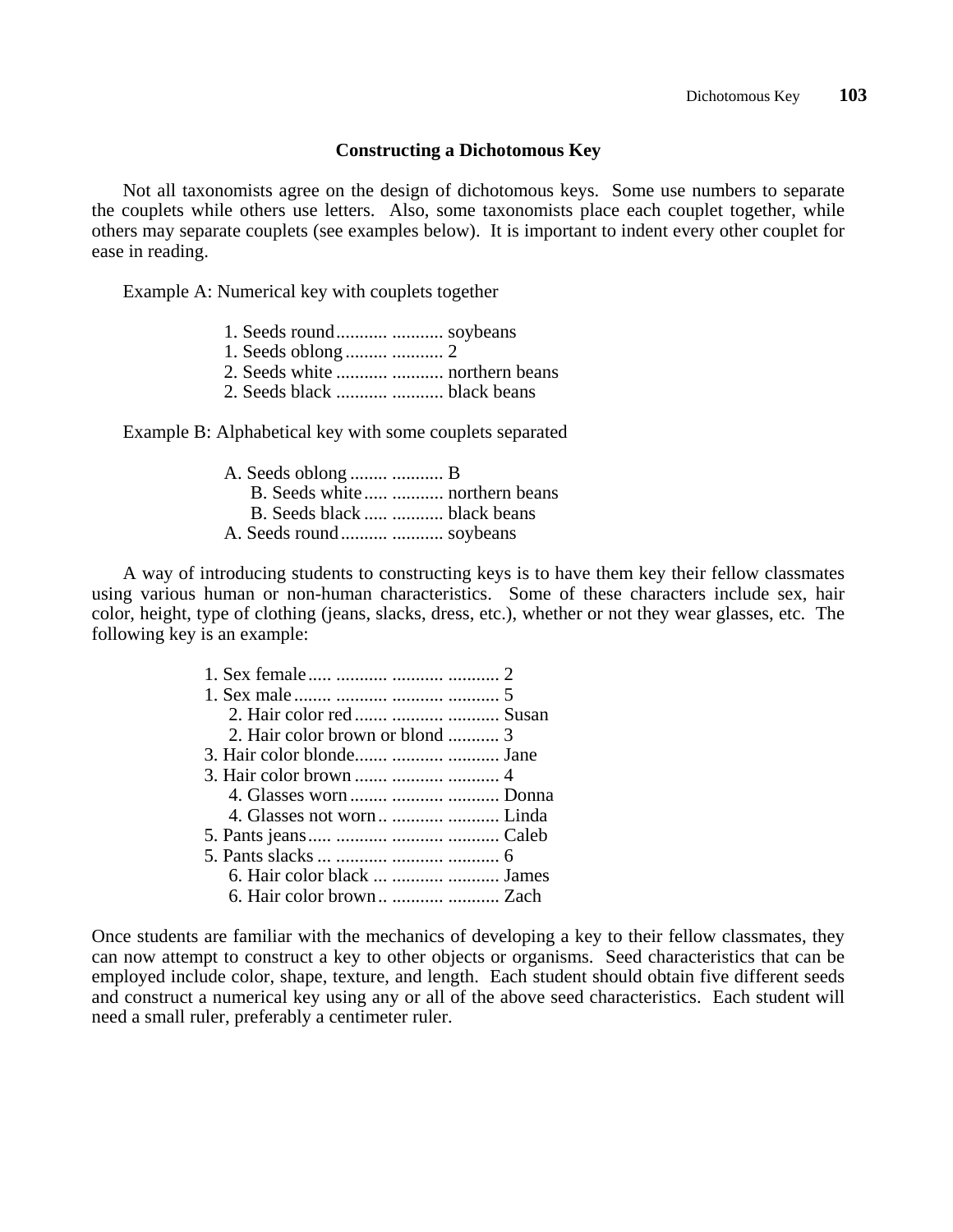## Constructing a Dichotomous Key

Not all taxonomists agree on the design of dichotomous keys. Some use numbers to separate the couplets while others use letters. Also, some taxonomists place each couplet together, while others may separate couplets (see examples below). It is important to indent every other couplet for ease in reading.

Example A: Numerical key with couplets together

```
1. Seeds round.......... ........... soybeans
1. Seeds oblong......... ........... 2
2. Seeds white........... ........... northern beans
2. Seeds black........... ........... black beans
```

Example B: Alphabetical key with some couplets separated

```
A. Seeds oblong........ ........... B
     B. Seeds white..... ........... northern beans
     B. Seeds black..... ........... black beans
A. Seeds round.......... ........... soybeans
```

A way of introducing students to constructing keys is to have them key their fellow classmates using various human or non-human characteristics. Some of these characters include sex, hair color, height, type of clothing (jeans, slacks, dress, etc.), whether or not they wear glasses, etc. The following key is an example:

```
1. Sex female..... ........... ........... ........... 2
1. Sex male........ ........... ........... ........... 5
     2. Hair color red....... ........... ........... Susan
     2. Hair color brown or blond ........... 3
3. Hair color blonde....... ........... ........... Jane
3. Hair color brown....... ........... ........... 4
     4. Glasses worn........ ........... ........... Donna
     4. Glasses not worn.. ........... ........... Linda
5. Pants jeans..... ........... ........... ........... Caleb
5. Pants slacks ... ........... ........... ........... 6
     6. Hair color black ... ........... ........... James
     6. Hair color brown.. ........... ........... Zach
```

Once students are familiar with the mechanics of developing a key to their fellow classmates, they can now attempt to construct a key to other objects or organisms. Seed characteristics that can be employed include color, shape, texture, and length. Each student should obtain five different seeds and construct a numerical key using any or all of the above seed characteristics. Each student will need a small ruler, preferably a centimeter ruler.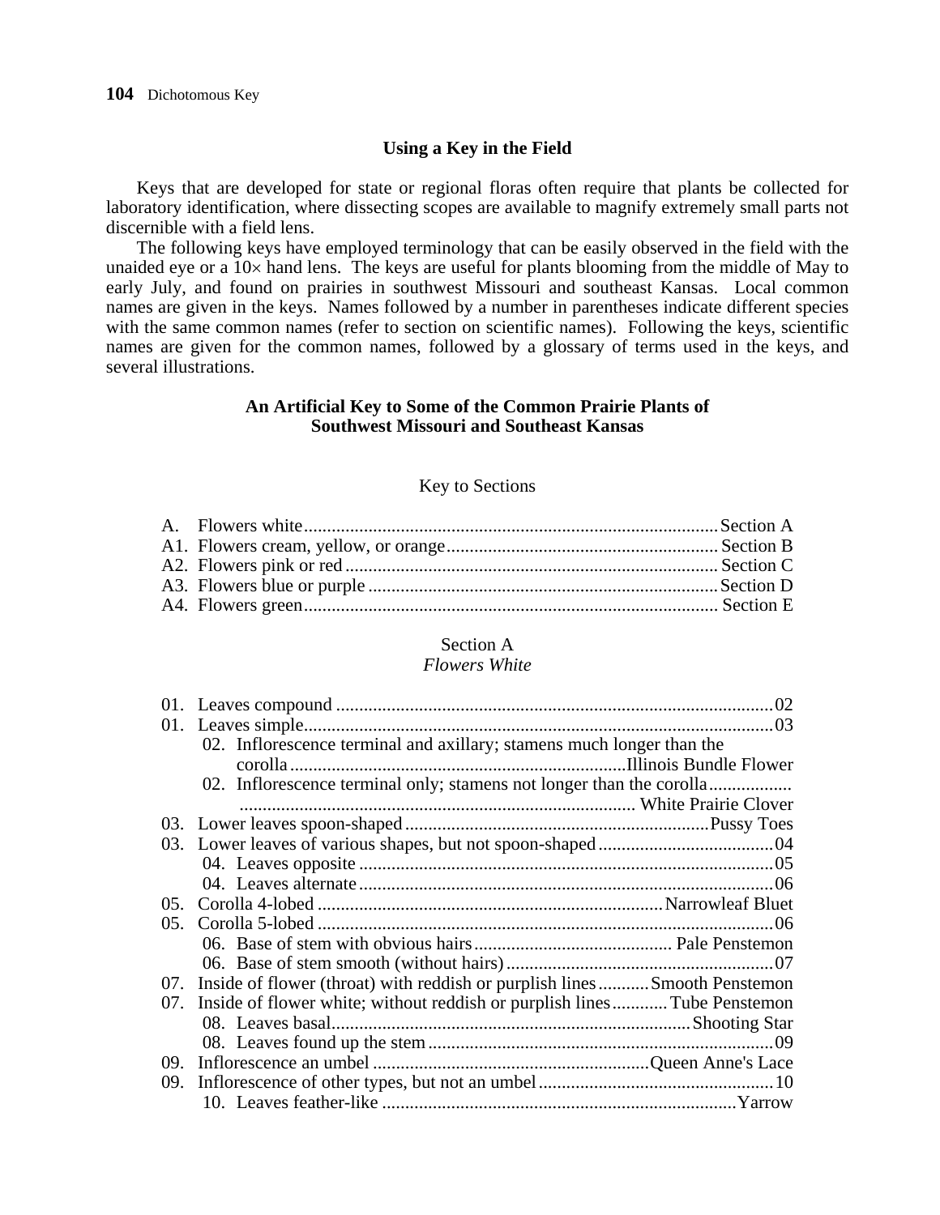## Using a Key in the Field

Keys that are developed for state or regional floras often require that plants be collected for laboratory identification, where dissecting scopes are available to magnify extremely small parts not discernible with a field lens.

The following keys have employed terminology that can be easily observed in the field with the unaided eye or a 10× hand lens. The keys are useful for plants blooming from the middle of May to early July, and found on prairies in southwest Missouri and southeast Kansas. Local common names are given in the keys. Names followed by a number in parentheses indicate different species with the same common names (refer to section on scientific names). Following the keys, scientific names are given for the common names, followed by a glossary of terms used in the keys, and several illustrations.

### An Artificial Key to Some of the Common Prairie Plants of Southwest Missouri and Southeast Kansas

#### Key to Sections

A. Flowers white .......... Section A
A1. Flowers cream, yellow, or orange .......... Section B
A2. Flowers pink or red .......... Section C
A3. Flowers blue or purple .......... Section D
A4. Flowers green .......... Section E

#### Section A
*Flowers White*

01. Leaves compound .......... 02
01. Leaves simple .......... 03
    02. Inflorescence terminal and axillary; stamens much longer than the corolla .......... Illinois Bundle Flower
    02. Inflorescence terminal only; stamens not longer than the corolla .......... White Prairie Clover
03. Lower leaves spoon-shaped .......... Pussy Toes
03. Lower leaves of various shapes, but not spoon-shaped .......... 04
    04. Leaves opposite .......... 05
    04. Leaves alternate .......... 06
05. Corolla 4-lobed .......... Narrowleaf Bluet
05. Corolla 5-lobed .......... 06
    06. Base of stem with obvious hairs .......... Pale Penstemon
    06. Base of stem smooth (without hairs) .......... 07
07. Inside of flower (throat) with reddish or purplish lines .......... Smooth Penstemon
07. Inside of flower white; without reddish or purplish lines .......... Tube Penstemon
    08. Leaves basal .......... Shooting Star
    08. Leaves found up the stem .......... 09
09. Inflorescence an umbel .......... Queen Anne's Lace
09. Inflorescence of other types, but not an umbel .......... 10
    10. Leaves feather-like .......... Yarrow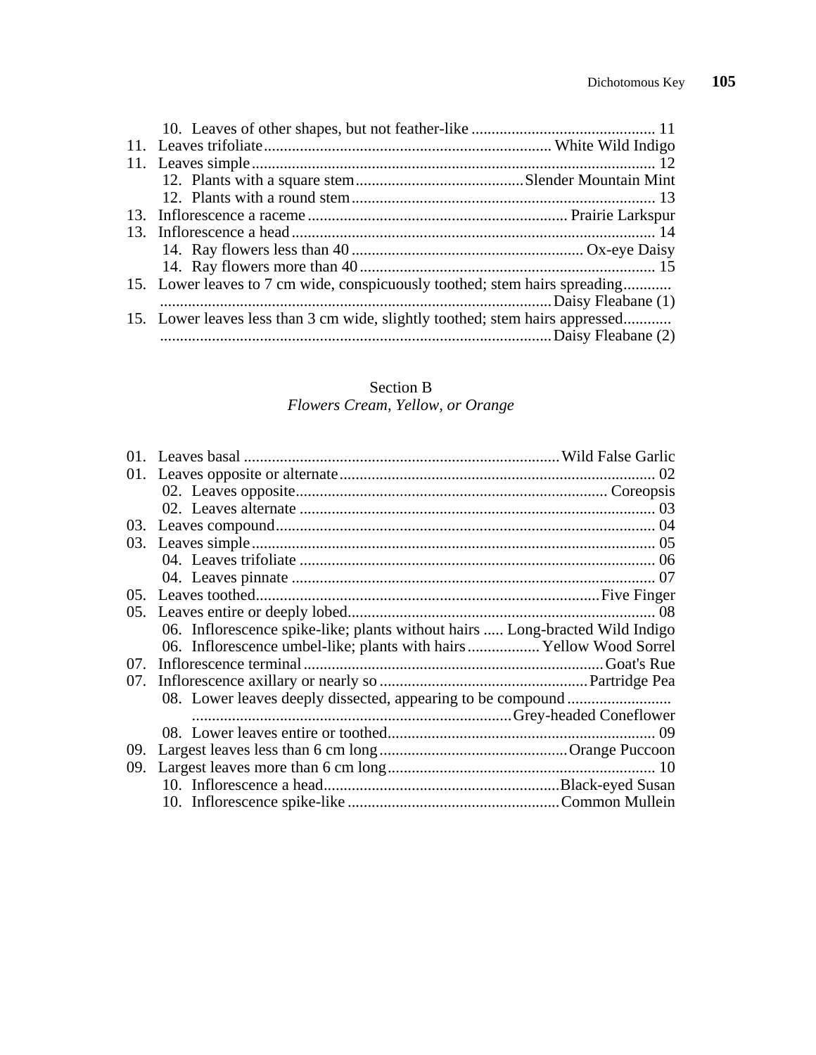10. Leaves of other shapes, but not feather-like ............................................. 11
11. Leaves trifoliate...................................................................... White Wild Indigo
11. Leaves simple.................................................................................................... 12
12. Plants with a square stem..........................................Slender Mountain Mint
12. Plants with a round stem............................................................................ 13
13. Inflorescence a raceme ................................................................ Prairie Larkspur
13. Inflorescence a head.......................................................................................... 14
14. Ray flowers less than 40 .......................................................... Ox-eye Daisy
14. Ray flowers more than 40......................................................................... 15
15. Lower leaves to 7 cm wide, conspicuously toothed; stem hairs spreading............ ................................................................................................Daisy Fleabane (1)
15. Lower leaves less than 3 cm wide, slightly toothed; stem hairs appressed............ ................................................................................................Daisy Fleabane (2)

## Section B

*Flowers Cream, Yellow, or Orange*

01. Leaves basal ..............................................................................Wild False Garlic
01. Leaves opposite or alternate.............................................................................. 02
02. Leaves opposite............................................................................ Coreopsis
02. Leaves alternate ........................................................................................ 03
03. Leaves compound.............................................................................................. 04
03. Leaves simple.................................................................................................... 05
04. Leaves trifoliate ........................................................................................ 06
04. Leaves pinnate .......................................................................................... 07
05. Leaves toothed....................................................................................Five Finger
05. Leaves entire or deeply lobed............................................................................ 08
06. Inflorescence spike-like; plants without hairs ..... Long-bracted Wild Indigo
06. Inflorescence umbel-like; plants with hairs.................. Yellow Wood Sorrel
07. Inflorescence terminal..........................................................................Goat's Rue
07. Inflorescence axillary or nearly so ...................................................Partridge Pea
08. Lower leaves deeply dissected, appearing to be compound ......................... ..............................................................................Grey-headed Coneflower
08. Lower leaves entire or toothed.................................................................. 09
09. Largest leaves less than 6 cm long..............................................Orange Puccoon
09. Largest leaves more than 6 cm long.................................................................. 10
10. Inflorescence a head..........................................................Black-eyed Susan
10. Inflorescence spike-like ....................................................Common Mullein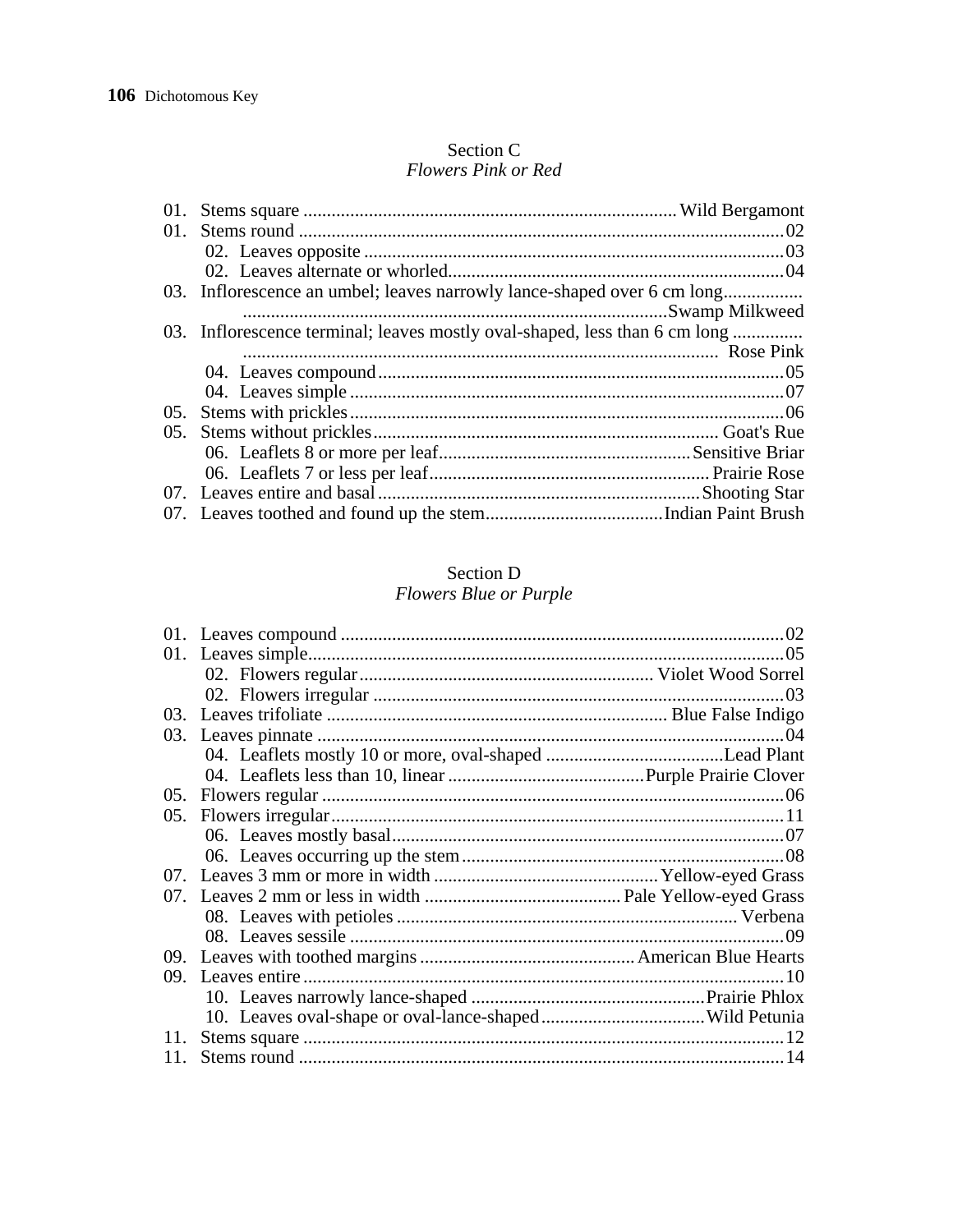## Section C
### *Flowers Pink or Red*

01. Stems square ................................................................................ Wild Bergamont
01. Stems round ........................................................................................................ 02
    02. Leaves opposite ............................................................................................ 03
    02. Leaves alternate or whorled........................................................................ 04
03. Inflorescence an umbel; leaves narrowly lance-shaped over 6 cm long.................
    ...........................................................................................Swamp Milkweed
03. Inflorescence terminal; leaves mostly oval-shaped, less than 6 cm long ...............
    ......................................................................................................  Rose Pink
    04. Leaves compound ......................................................................................... 05
    04. Leaves simple ............................................................................................... 07
05. Stems with prickles ............................................................................................. 06
05. Stems without prickles ......................................................................... Goat's Rue
    06. Leaflets 8 or more per leaf...................................................... Sensitive Briar
    06. Leaflets 7 or less per leaf............................................................ Prairie Rose
07. Leaves entire and basal ...................................................................... Shooting Star
07. Leaves toothed and found up the stem...................................... Indian Paint Brush

## Section D
### *Flowers Blue or Purple*

01. Leaves compound ................................................................................................ 02
01. Leaves simple....................................................................................................... 05
    02. Flowers regular .............................................................. Violet Wood Sorrel
    02. Flowers irregular ........................................................................................... 03
03. Leaves trifoliate ....................................................................... Blue False Indigo
03. Leaves pinnate ..................................................................................................... 04
    04. Leaflets mostly 10 or more, oval-shaped ...................................... Lead Plant
    04. Leaflets less than 10, linear .......................................... Purple Prairie Clover
05. Flowers regular .................................................................................................... 06
05. Flowers irregular.................................................................................................. 11
    06. Leaves mostly basal....................................................................................... 07
    06. Leaves occurring up the stem ....................................................................... 08
07. Leaves 3 mm or more in width ............................................... Yellow-eyed Grass
07. Leaves 2 mm or less in width .......................................... Pale Yellow-eyed Grass
    08. Leaves with petioles ........................................................................ Verbena
    08. Leaves sessile ................................................................................................ 09
09. Leaves with toothed margins ............................................. American Blue Hearts
09. Leaves entire........................................................................................................ 10
    10. Leaves narrowly lance-shaped .................................................. Prairie Phlox
    10. Leaves oval-shape or oval-lance-shaped................................... Wild Petunia
11. Stems square ........................................................................................................ 12
11. Stems round ......................................................................................................... 14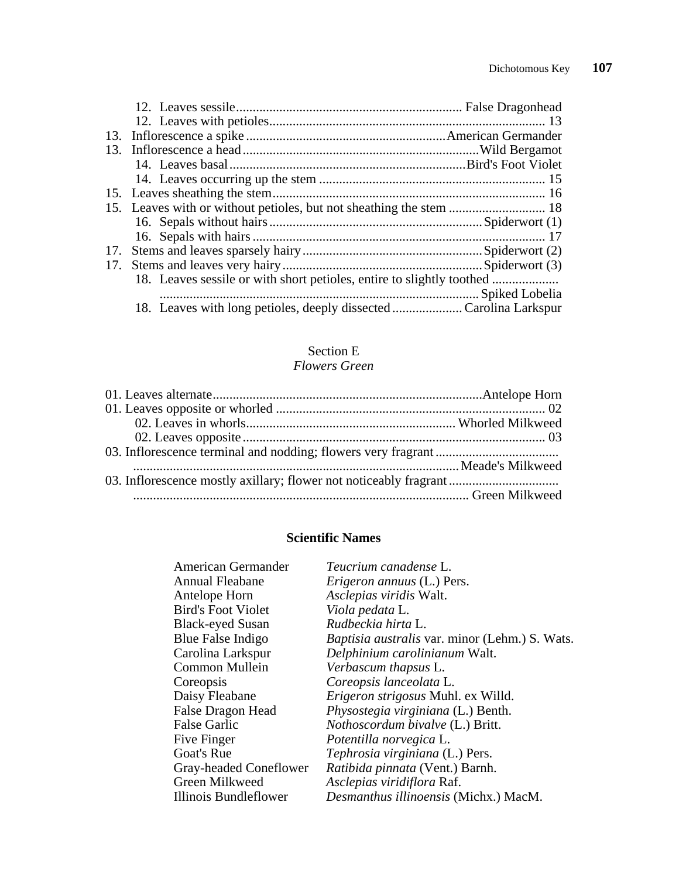12. Leaves sessile.................................................................... False Dragonhead
12. Leaves with petioles.................................................................................. 13
13. Inflorescence a spike ...........................................................American Germander
13. Inflorescence a head......................................................................Wild Bergamot
14. Leaves basal......................................................................Bird's Foot Violet
14. Leaves occurring up the stem .................................................................... 15
15. Leaves sheathing the stem................................................................................ 16
15. Leaves with or without petioles, but not sheathing the stem ............................ 18
16. Sepals without hairs...............................................................Spiderwort (1)
16. Sepals with hairs ....................................................................................... 17
17. Stems and leaves sparsely hairy......................................................Spiderwort (2)
17. Stems and leaves very hairy...........................................................Spiderwort (3)
18. Leaves sessile or with short petioles, entire to slightly toothed ....................
............................................................................................... Spiked Lobelia
18. Leaves with long petioles, deeply dissected ..................... Carolina Larkspur

## Section E
*Flowers Green*

01. Leaves alternate................................................................................Antelope Horn
01. Leaves opposite or whorled ................................................................................ 02
02. Leaves in whorls.............................................................. Whorled Milkweed
02. Leaves opposite ........................................................................................... 03
03. Inflorescence terminal and nodding; flowers very fragrant ....................................
.................................................................................................Meade's Milkweed
03. Inflorescence mostly axillary; flower not noticeably fragrant .................................
.................................................................................................... Green Milkweed

### Scientific Names

| | |
|---|---|
| American Germander | *Teucrium canadense* L. |
| Annual Fleabane | *Erigeron annuus* (L.) Pers. |
| Antelope Horn | *Asclepias viridis* Walt. |
| Bird's Foot Violet | *Viola pedata* L. |
| Black-eyed Susan | *Rudbeckia hirta* L. |
| Blue False Indigo | *Baptisia australis* var. minor (Lehm.) S. Wats. |
| Carolina Larkspur | *Delphinium carolinianum* Walt. |
| Common Mullein | *Verbascum thapsus* L. |
| Coreopsis | *Coreopsis lanceolata* L. |
| Daisy Fleabane | *Erigeron strigosus* Muhl. ex Willd. |
| False Dragon Head | *Physostegia virginiana* (L.) Benth. |
| False Garlic | *Nothoscordum bivalve* (L.) Britt. |
| Five Finger | *Potentilla norvegica* L. |
| Goat's Rue | *Tephrosia virginiana* (L.) Pers. |
| Gray-headed Coneflower | *Ratibida pinnata* (Vent.) Barnh. |
| Green Milkweed | *Asclepias viridiflora* Raf. |
| Illinois Bundleflower | *Desmanthus illinoensis* (Michx.) MacM. |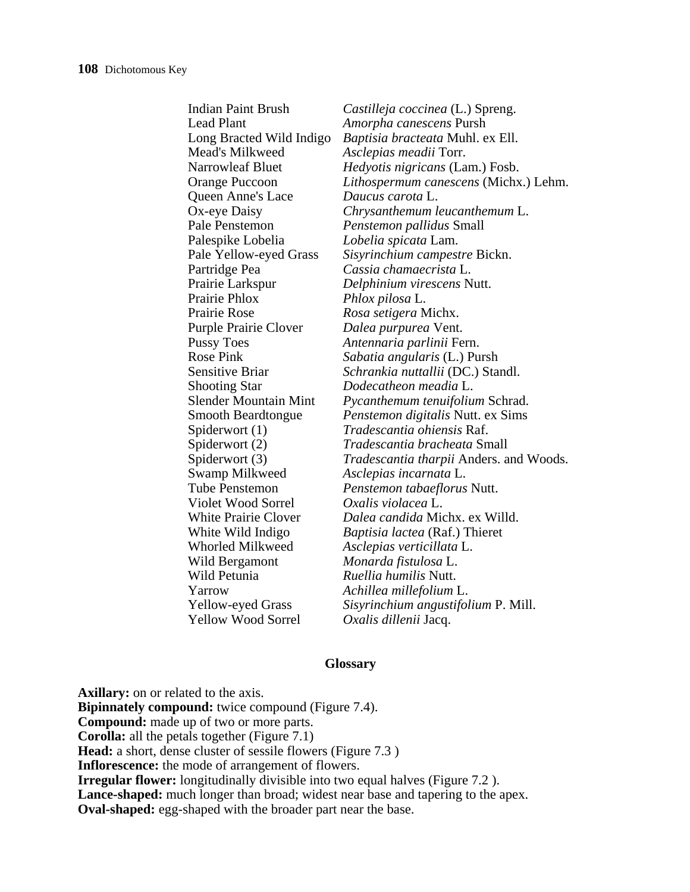| | |
|---|---|
| Indian Paint Brush | *Castilleja coccinea* (L.) Spreng. |
| Lead Plant | *Amorpha canescens* Pursh |
| Long Bracted Wild Indigo | *Baptisia bracteata* Muhl. ex Ell. |
| Mead's Milkweed | *Asclepias meadii* Torr. |
| Narrowleaf Bluet | *Hedyotis nigricans* (Lam.) Fosb. |
| Orange Puccoon | *Lithospermum canescens* (Michx.) Lehm. |
| Queen Anne's Lace | *Daucus carota* L. |
| Ox-eye Daisy | *Chrysanthemum leucanthemum* L. |
| Pale Penstemon | *Penstemon pallidus* Small |
| Palespike Lobelia | *Lobelia spicata* Lam. |
| Pale Yellow-eyed Grass | *Sisyrinchium campestre* Bickn. |
| Partridge Pea | *Cassia chamaecrista* L. |
| Prairie Larkspur | *Delphinium virescens* Nutt. |
| Prairie Phlox | *Phlox pilosa* L. |
| Prairie Rose | *Rosa setigera* Michx. |
| Purple Prairie Clover | *Dalea purpurea* Vent. |
| Pussy Toes | *Antennaria parlinii* Fern. |
| Rose Pink | *Sabatia angularis* (L.) Pursh |
| Sensitive Briar | *Schrankia nuttallii* (DC.) Standl. |
| Shooting Star | *Dodecatheon meadia* L. |
| Slender Mountain Mint | *Pycanthemum tenuifolium* Schrad. |
| Smooth Beardtongue | *Penstemon digitalis* Nutt. ex Sims |
| Spiderwort (1) | *Tradescantia ohiensis* Raf. |
| Spiderwort (2) | *Tradescantia bracheata* Small |
| Spiderwort (3) | *Tradescantia tharpii* Anders. and Woods. |
| Swamp Milkweed | *Asclepias incarnata* L. |
| Tube Penstemon | *Penstemon tabaeflorus* Nutt. |
| Violet Wood Sorrel | *Oxalis violacea* L. |
| White Prairie Clover | *Dalea candida* Michx. ex Willd. |
| White Wild Indigo | *Baptisia lactea* (Raf.) Thieret |
| Whorled Milkweed | *Asclepias verticillata* L. |
| Wild Bergamont | *Monarda fistulosa* L. |
| Wild Petunia | *Ruellia humilis* Nutt. |
| Yarrow | *Achillea millefolium* L. |
| Yellow-eyed Grass | *Sisyrinchium angustifolium* P. Mill. |
| Yellow Wood Sorrel | *Oxalis dillenii* Jacq. |

## Glossary

**Axillary:** on or related to the axis.
**Bipinnately compound:** twice compound (Figure 7.4).
**Compound:** made up of two or more parts.
**Corolla:** all the petals together (Figure 7.1)
**Head:** a short, dense cluster of sessile flowers (Figure 7.3 )
**Inflorescence:** the mode of arrangement of flowers.
**Irregular flower:** longitudinally divisible into two equal halves (Figure 7.2 ).
**Lance-shaped:** much longer than broad; widest near base and tapering to the apex.
**Oval-shaped:** egg-shaped with the broader part near the base.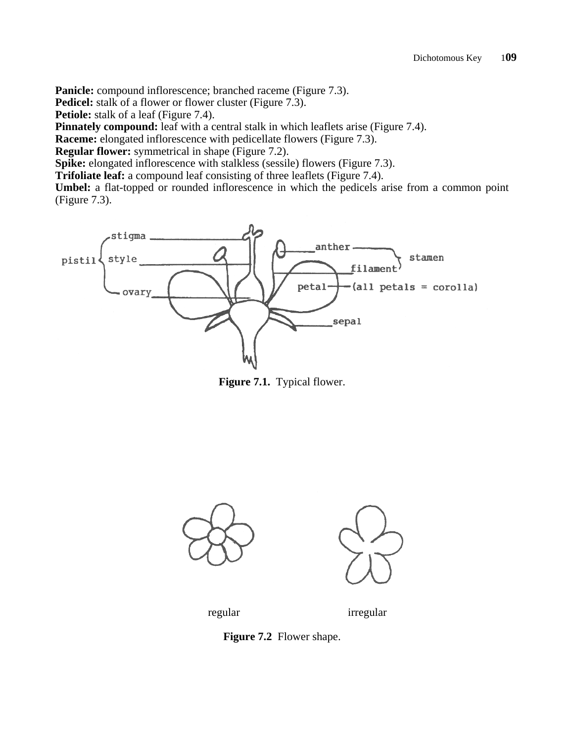**Panicle:** compound inflorescence; branched raceme (Figure 7.3).
**Pedicel:** stalk of a flower or flower cluster (Figure 7.3).
**Petiole:** stalk of a leaf (Figure 7.4).
**Pinnately compound:** leaf with a central stalk in which leaflets arise (Figure 7.4).
**Raceme:** elongated inflorescence with pedicellate flowers (Figure 7.3).
**Regular flower:** symmetrical in shape (Figure 7.2).
**Spike:** elongated inflorescence with stalkless (sessile) flowers (Figure 7.3).
**Trifoliate leaf:** a compound leaf consisting of three leaflets (Figure 7.4).
**Umbel:** a flat-topped or rounded inflorescence in which the pedicels arise from a common point (Figure 7.3).

**Figure 7.1.** Typical flower.

**Figure 7.2** Flower shape.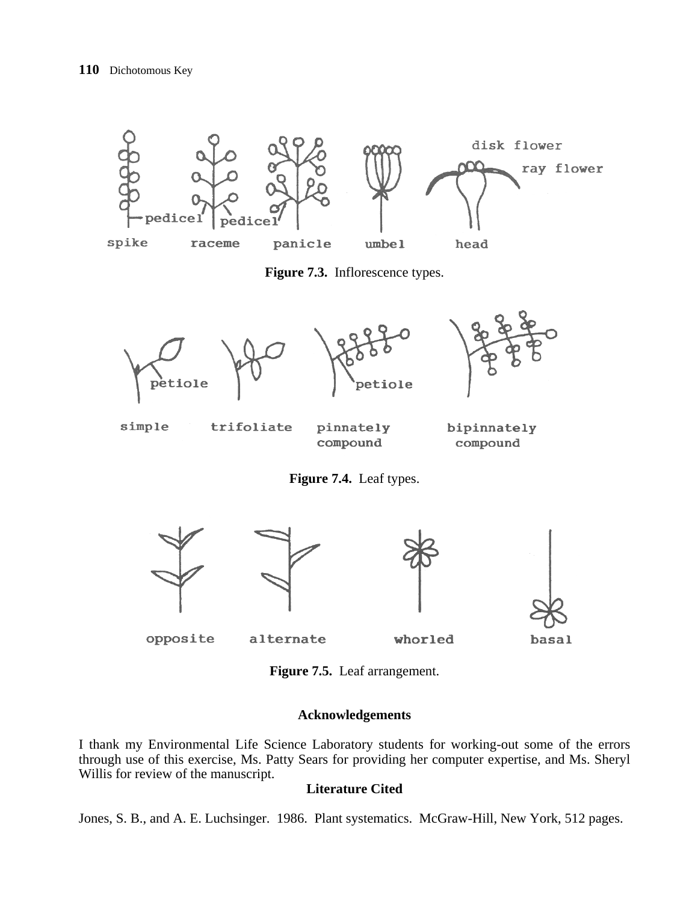spike
pedicel
raceme
pedicel
panicle
umbel
disk flower
ray flower
head

**Figure 7.3.** Inflorescence types.

petiole
simple
trifoliate
petiole
pinnately compound
bipinnately compound

**Figure 7.4.** Leaf types.

opposite
alternate
whorled
basal

**Figure 7.5.** Leaf arrangement.

## Acknowledgements

I thank my Environmental Life Science Laboratory students for working-out some of the errors through use of this exercise, Ms. Patty Sears for providing her computer expertise, and Ms. Sheryl Willis for review of the manuscript.

## Literature Cited

Jones, S. B., and A. E. Luchsinger. 1986. Plant systematics. McGraw-Hill, New York, 512 pages.